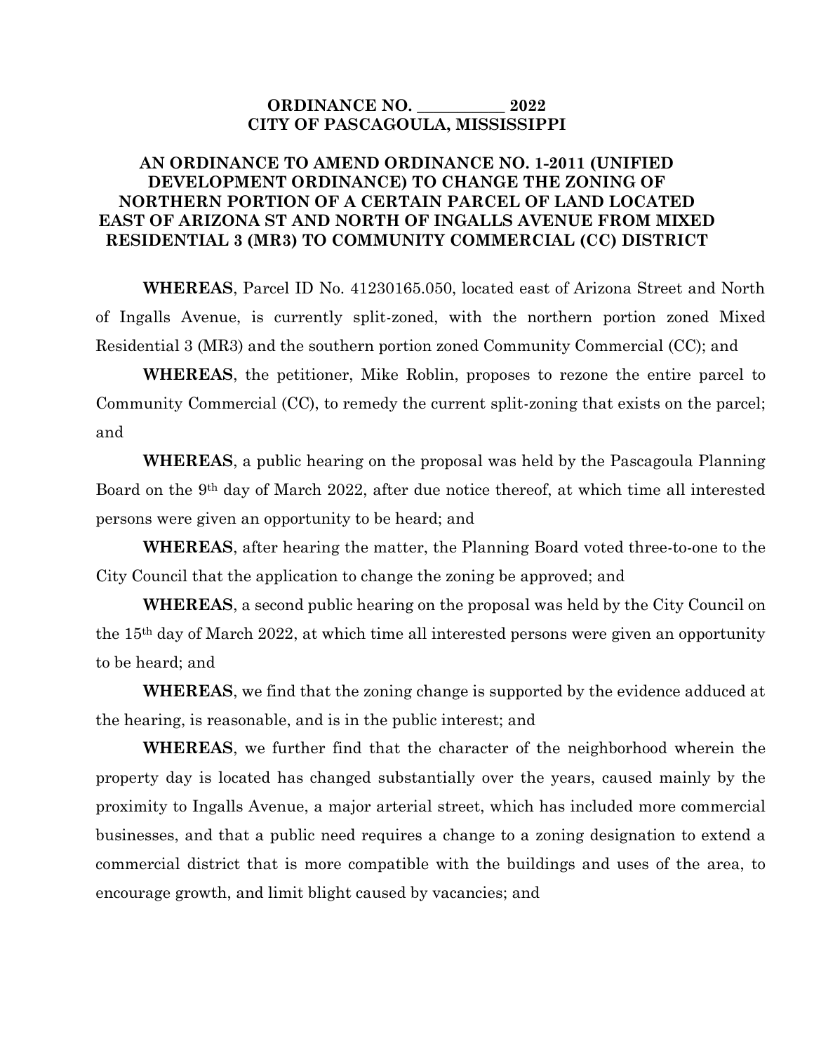# ORDINANCE NO. __________ 2022
# CITY OF PASCAGOULA, MISSISSIPPI

## AN ORDINANCE TO AMEND ORDINANCE NO. 1-2011 (UNIFIED DEVELOPMENT ORDINANCE) TO CHANGE THE ZONING OF NORTHERN PORTION OF A CERTAIN PARCEL OF LAND LOCATED EAST OF ARIZONA ST AND NORTH OF INGALLS AVENUE FROM MIXED RESIDENTIAL 3 (MR3) TO COMMUNITY COMMERCIAL (CC) DISTRICT

**WHEREAS**, Parcel ID No. 41230165.050, located east of Arizona Street and North of Ingalls Avenue, is currently split-zoned, with the northern portion zoned Mixed Residential 3 (MR3) and the southern portion zoned Community Commercial (CC); and

**WHEREAS**, the petitioner, Mike Roblin, proposes to rezone the entire parcel to Community Commercial (CC), to remedy the current split-zoning that exists on the parcel; and

**WHEREAS**, a public hearing on the proposal was held by the Pascagoula Planning Board on the 9th day of March 2022, after due notice thereof, at which time all interested persons were given an opportunity to be heard; and

**WHEREAS**, after hearing the matter, the Planning Board voted three-to-one to the City Council that the application to change the zoning be approved; and

**WHEREAS**, a second public hearing on the proposal was held by the City Council on the 15th day of March 2022, at which time all interested persons were given an opportunity to be heard; and

**WHEREAS**, we find that the zoning change is supported by the evidence adduced at the hearing, is reasonable, and is in the public interest; and

**WHEREAS**, we further find that the character of the neighborhood wherein the property day is located has changed substantially over the years, caused mainly by the proximity to Ingalls Avenue, a major arterial street, which has included more commercial businesses, and that a public need requires a change to a zoning designation to extend a commercial district that is more compatible with the buildings and uses of the area, to encourage growth, and limit blight caused by vacancies; and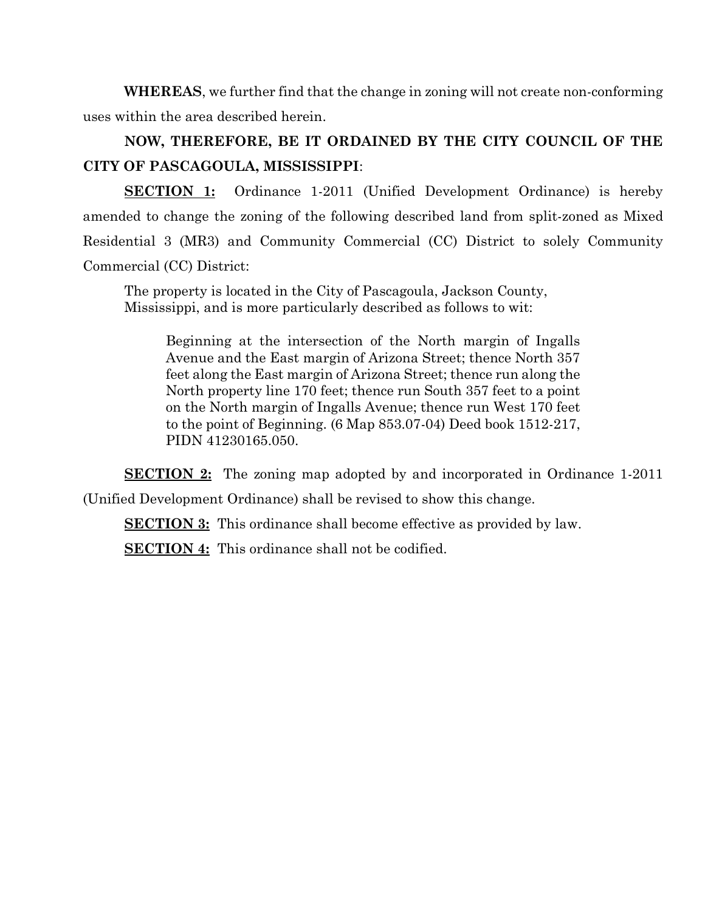**WHEREAS**, we further find that the change in zoning will not create non-conforming uses within the area described herein.

**NOW, THEREFORE, BE IT ORDAINED BY THE CITY COUNCIL OF THE CITY OF PASCAGOULA, MISSISSIPPI**:

**SECTION 1:** Ordinance 1-2011 (Unified Development Ordinance) is hereby amended to change the zoning of the following described land from split-zoned as Mixed Residential 3 (MR3) and Community Commercial (CC) District to solely Community Commercial (CC) District:

> The property is located in the City of Pascagoula, Jackson County, Mississippi, and is more particularly described as follows to wit:
>
> > Beginning at the intersection of the North margin of Ingalls Avenue and the East margin of Arizona Street; thence North 357 feet along the East margin of Arizona Street; thence run along the North property line 170 feet; thence run South 357 feet to a point on the North margin of Ingalls Avenue; thence run West 170 feet to the point of Beginning. (6 Map 853.07-04) Deed book 1512-217, PIDN 41230165.050.

**SECTION 2:** The zoning map adopted by and incorporated in Ordinance 1-2011 (Unified Development Ordinance) shall be revised to show this change.

**SECTION 3:** This ordinance shall become effective as provided by law.

**SECTION 4:** This ordinance shall not be codified.